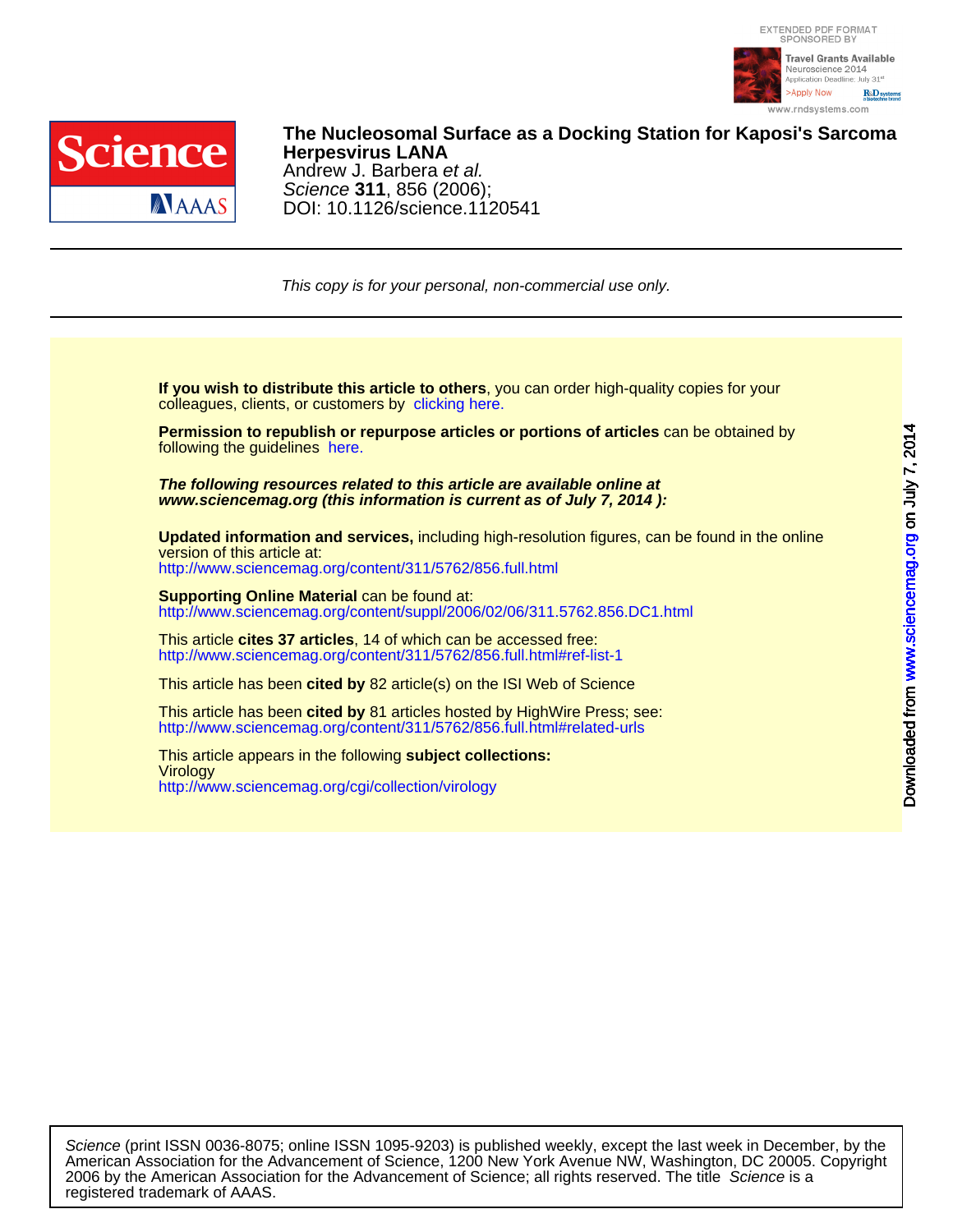# The Nucleosomal Surface as a Docking Station for Kaposi's Sarcoma Herpesvirus LANA

Andrew J. Barbera *et al.*

*Science* **311**, 856 (2006);

DOI: 10.1126/science.1120541

*This copy is for your personal, non-commercial use only.*

**If you wish to distribute this article to others**, you can order high-quality copies for your colleagues, clients, or customers by clicking here.

**Permission to republish or repurpose articles or portions of articles** can be obtained by following the guidelines here.

***The following resources related to this article are available online at www.sciencemag.org (this information is current as of July 7, 2014 ):***

**Updated information and services,** including high-resolution figures, can be found in the online version of this article at:
http://www.sciencemag.org/content/311/5762/856.full.html

**Supporting Online Material** can be found at:
http://www.sciencemag.org/content/suppl/2006/02/06/311.5762.856.DC1.html

This article **cites 37 articles**, 14 of which can be accessed free:
http://www.sciencemag.org/content/311/5762/856.full.html#ref-list-1

This article has been **cited by** 82 article(s) on the ISI Web of Science

This article has been **cited by** 81 articles hosted by HighWire Press; see:
http://www.sciencemag.org/content/311/5762/856.full.html#related-urls

This article appears in the following **subject collections:**
Virology
http://www.sciencemag.org/cgi/collection/virology

*Science* (print ISSN 0036-8075; online ISSN 1095-9203) is published weekly, except the last week in December, by the American Association for the Advancement of Science, 1200 New York Avenue NW, Washington, DC 20005. Copyright 2006 by the American Association for the Advancement of Science; all rights reserved. The title *Science* is a registered trademark of AAAS.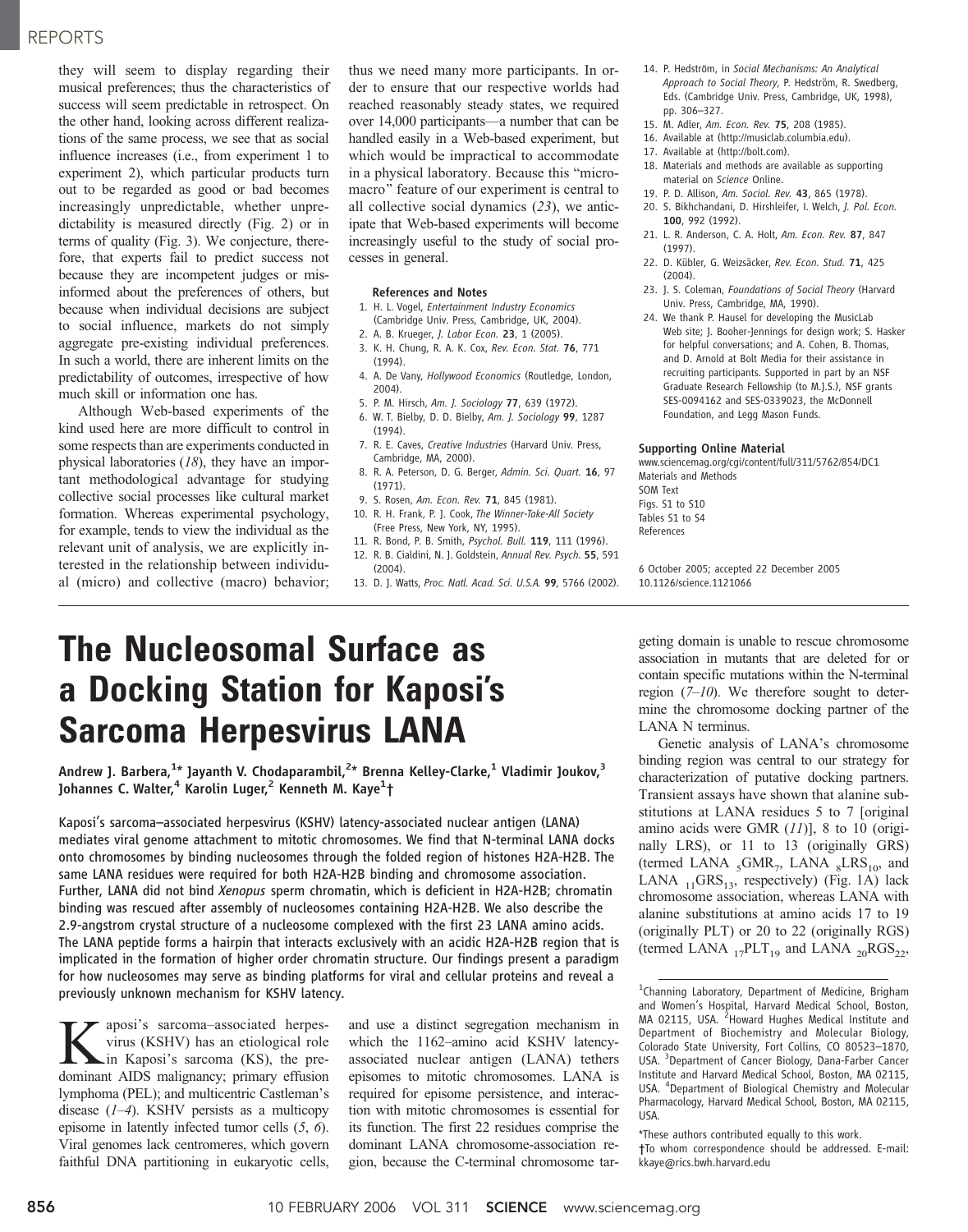they will seem to display regarding their musical preferences; thus the characteristics of success will seem predictable in retrospect. On the other hand, looking across different realizations of the same process, we see that as social influence increases (i.e., from experiment 1 to experiment 2), which particular products turn out to be regarded as good or bad becomes increasingly unpredictable, whether unpredictability is measured directly (Fig. 2) or in terms of quality (Fig. 3). We conjecture, therefore, that experts fail to predict success not because they are incompetent judges or misinformed about the preferences of others, but because when individual decisions are subject to social influence, markets do not simply aggregate pre-existing individual preferences. In such a world, there are inherent limits on the predictability of outcomes, irrespective of how much skill or information one has.

Although Web-based experiments of the kind used here are more difficult to control in some respects than are experiments conducted in physical laboratories (*18*), they have an important methodological advantage for studying collective social processes like cultural market formation. Whereas experimental psychology, for example, tends to view the individual as the relevant unit of analysis, we are explicitly interested in the relationship between individual (micro) and collective (macro) behavior; thus we need many more participants. In order to ensure that our respective worlds had reached reasonably steady states, we required over 14,000 participants—a number that can be handled easily in a Web-based experiment, but which would be impractical to accommodate in a physical laboratory. Because this "micro-macro" feature of our experiment is central to all collective social dynamics (*23*), we anticipate that Web-based experiments will become increasingly useful to the study of social processes in general.

### References and Notes

1. H. L. Vogel, *Entertainment Industry Economics* (Cambridge Univ. Press, Cambridge, UK, 2004).
2. A. B. Krueger, *J. Labor Econ.* **23**, 1 (2005).
3. K. H. Chung, R. A. K. Cox, *Rev. Econ. Stat.* **76**, 771 (1994).
4. A. De Vany, *Hollywood Economics* (Routledge, London, 2004).
5. P. M. Hirsch, *Am. J. Sociology* **77**, 639 (1972).
6. W. T. Bielby, D. D. Bielby, *Am. J. Sociology* **99**, 1287 (1994).
7. R. E. Caves, *Creative Industries* (Harvard Univ. Press, Cambridge, MA, 2000).
8. R. A. Peterson, D. G. Berger, *Admin. Sci. Quart.* **16**, 97 (1971).
9. S. Rosen, *Am. Econ. Rev.* **71**, 845 (1981).
10. R. H. Frank, P. J. Cook, *The Winner-Take-All Society* (Free Press, New York, NY, 1995).
11. R. Bond, P. B. Smith, *Psychol. Bull.* **119**, 111 (1996).
12. R. B. Cialdini, N. J. Goldstein, *Annual Rev. Psych.* **55**, 591 (2004).
13. D. J. Watts, *Proc. Natl. Acad. Sci. U.S.A.* **99**, 5766 (2002).
14. P. Hedström, in *Social Mechanisms: An Analytical Approach to Social Theory*, P. Hedström, R. Swedberg, Eds. (Cambridge Univ. Press, Cambridge, UK, 1998), pp. 306–327.
15. M. Adler, *Am. Econ. Rev.* **75**, 208 (1985).
16. Available at (http://musiclab.columbia.edu).
17. Available at (http://bolt.com).
18. Materials and methods are available as supporting material on *Science* Online.
19. P. D. Allison, *Am. Sociol. Rev.* **43**, 865 (1978).
20. S. Bikhchandani, D. Hirshleifer, I. Welch, *J. Pol. Econ.* **100**, 992 (1992).
21. L. R. Anderson, C. A. Holt, *Am. Econ. Rev.* **87**, 847 (1997).
22. D. Kübler, G. Weizsäcker, *Rev. Econ. Stud.* **71**, 425 (2004).
23. J. S. Coleman, *Foundations of Social Theory* (Harvard Univ. Press, Cambridge, MA, 1990).
24. We thank P. Hausel for developing the MusicLab Web site; J. Booher-Jennings for design work; S. Hasker for helpful conversations; and A. Cohen, B. Thomas, and D. Arnold at Bolt Media for their assistance in recruiting participants. Supported in part by an NSF Graduate Research Fellowship (to M.J.S.), NSF grants SES-0094162 and SES-0339023, the McDonnell Foundation, and Legg Mason Funds.

### Supporting Online Material

www.sciencemag.org/cgi/content/full/311/5762/854/DC1
Materials and Methods
SOM Text
Figs. S1 to S10
Tables S1 to S4
References

6 October 2005; accepted 22 December 2005
10.1126/science.1121066

# The Nucleosomal Surface as a Docking Station for Kaposi's Sarcoma Herpesvirus LANA

**Andrew J. Barbera,[1]* Jayanth V. Chodaparambil,[2]* Brenna Kelley-Clarke,[1] Vladimir Joukov,[3] Johannes C. Walter,[4] Karolin Luger,[2] Kenneth M. Kaye[1]†**

Kaposi's sarcoma–associated herpesvirus (KSHV) latency-associated nuclear antigen (LANA) mediates viral genome attachment to mitotic chromosomes. We find that N-terminal LANA docks onto chromosomes by binding nucleosomes through the folded region of histones H2A-H2B. The same LANA residues were required for both H2A-H2B binding and chromosome association. Further, LANA did not bind *Xenopus* sperm chromatin, which is deficient in H2A-H2B; chromatin binding was rescued after assembly of nucleosomes containing H2A-H2B. We also describe the 2.9-angstrom crystal structure of a nucleosome complexed with the first 23 LANA amino acids. The LANA peptide forms a hairpin that interacts exclusively with an acidic H2A-H2B region that is implicated in the formation of higher order chromatin structure. Our findings present a paradigm for how nucleosomes may serve as binding platforms for viral and cellular proteins and reveal a previously unknown mechanism for KSHV latency.

Kaposi's sarcoma–associated herpesvirus (KSHV) has an etiological role in Kaposi's sarcoma (KS), the predominant AIDS malignancy; primary effusion lymphoma (PEL); and multicentric Castleman's disease (*1–4*). KSHV persists as a multicopy episome in latently infected tumor cells (*5*, *6*). Viral genomes lack centromeres, which govern faithful DNA partitioning in eukaryotic cells, and use a distinct segregation mechanism in which the 1162–amino acid KSHV latency-associated nuclear antigen (LANA) tethers episomes to mitotic chromosomes. LANA is required for episome persistence, and interaction with mitotic chromosomes is essential for its function. The first 22 residues comprise the dominant LANA chromosome-association region, because the C-terminal chromosome targeting domain is unable to rescue chromosome association in mutants that are deleted for or contain specific mutations within the N-terminal region (*7–10*). We therefore sought to determine the chromosome docking partner of the LANA N terminus.

Genetic analysis of LANA's chromosome binding region was central to our strategy for characterization of putative docking partners. Transient assays have shown that alanine substitutions at LANA residues 5 to 7 [original amino acids were GMR (*11*)], 8 to 10 (originally LRS), or 11 to 13 (originally GRS) (termed LANA $_{5}$GMR$_{7}$, LANA $_{8}$LRS$_{10}$, and LANA $_{11}$GRS$_{13}$, respectively) (Fig. 1A) lack chromosome association, whereas LANA with alanine substitutions at amino acids 17 to 19 (originally PLT) or 20 to 22 (originally RGS) (termed LANA $_{17}$PLT$_{19}$ and LANA $_{20}$RGS$_{22}$,

[1]Channing Laboratory, Department of Medicine, Brigham and Women's Hospital, Harvard Medical School, Boston, MA 02115, USA. [2]Howard Hughes Medical Institute and Department of Biochemistry and Molecular Biology, Colorado State University, Fort Collins, CO 80523–1870, USA. [3]Department of Cancer Biology, Dana-Farber Cancer Institute and Harvard Medical School, Boston, MA 02115, USA. [4]Department of Biological Chemistry and Molecular Pharmacology, Harvard Medical School, Boston, MA 02115, USA.

*These authors contributed equally to this work.
†To whom correspondence should be addressed. E-mail: kkaye@rics.bwh.harvard.edu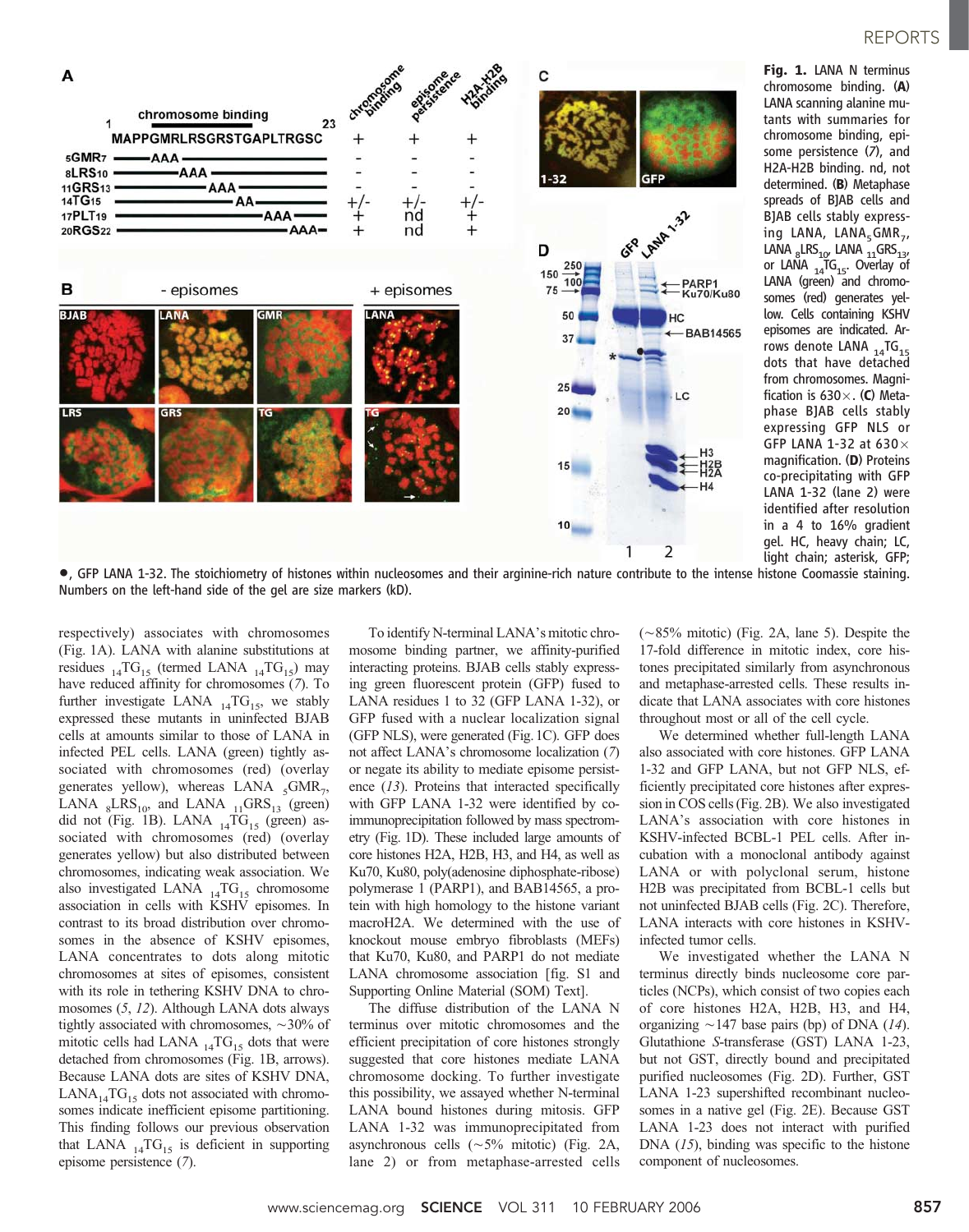**Fig. 1.** LANA N terminus chromosome binding. (**A**) LANA scanning alanine mutants with summaries for chromosome binding, episome persistence (*7*), and H2A-H2B binding. nd, not determined. (**B**) Metaphase spreads of BJAB cells and BJAB cells stably expressing LANA, LANA$_5$GMR$_7$, LANA $_8$LRS$_{10}$, LANA $_{11}$GRS$_{13}$, or LANA $_{14}$TG$_{15}$. Overlay of LANA (green) and chromosomes (red) generates yellow. Cells containing KSHV episomes are indicated. Arrows denote LANA $_{14}$TG$_{15}$ dots that have detached from chromosomes. Magnification is 630×. (**C**) Metaphase BJAB cells stably expressing GFP NLS or GFP LANA 1-32 at 630× magnification. (**D**) Proteins co-precipitating with GFP LANA 1-32 (lane 2) were identified after resolution in a 4 to 16% gradient gel. HC, heavy chain; LC, light chain; asterisk, GFP; ●, GFP LANA 1-32. The stoichiometry of histones within nucleosomes and their arginine-rich nature contribute to the intense histone Coomassie staining. Numbers on the left-hand side of the gel are size markers (kD).

respectively) associates with chromosomes (Fig. 1A). LANA with alanine substitutions at residues $_{14}$TG$_{15}$ (termed LANA $_{14}$TG$_{15}$) may have reduced affinity for chromosomes (*7*). To further investigate LANA $_{14}$TG$_{15}$, we stably expressed these mutants in uninfected BJAB cells at amounts similar to those of LANA in infected PEL cells. LANA (green) tightly associated with chromosomes (red) (overlay generates yellow), whereas LANA $_5$GMR$_7$, LANA $_8$LRS$_{10}$, and LANA $_{11}$GRS$_{13}$ (green) did not (Fig. 1B). LANA $_{14}$TG$_{15}$ (green) associated with chromosomes (red) (overlay generates yellow) but also distributed between chromosomes, indicating weak association. We also investigated LANA $_{14}$TG$_{15}$ chromosome association in cells with KSHV episomes. In contrast to its broad distribution over chromosomes in the absence of KSHV episomes, LANA concentrates to dots along mitotic chromosomes at sites of episomes, consistent with its role in tethering KSHV DNA to chromosomes (*5*, *12*). Although LANA dots always tightly associated with chromosomes, ~30% of mitotic cells had LANA $_{14}$TG$_{15}$ dots that were detached from chromosomes (Fig. 1B, arrows). Because LANA dots are sites of KSHV DNA, LANA$_{14}$TG$_{15}$ dots not associated with chromosomes indicate inefficient episome partitioning. This finding follows our previous observation that LANA $_{14}$TG$_{15}$ is deficient in supporting episome persistence (*7*).

To identify N-terminal LANA's mitotic chromosome binding partner, we affinity-purified interacting proteins. BJAB cells stably expressing green fluorescent protein (GFP) fused to LANA residues 1 to 32 (GFP LANA 1-32), or GFP fused with a nuclear localization signal (GFP NLS), were generated (Fig. 1C). GFP does not affect LANA's chromosome localization (*7*) or negate its ability to mediate episome persistence (*13*). Proteins that interacted specifically with GFP LANA 1-32 were identified by co-immunoprecipitation followed by mass spectrometry (Fig. 1D). These included large amounts of core histones H2A, H2B, H3, and H4, as well as Ku70, Ku80, poly(adenosine diphosphate-ribose) polymerase 1 (PARP1), and BAB14565, a protein with high homology to the histone variant macroH2A. We determined with the use of knockout mouse embryo fibroblasts (MEFs) that Ku70, Ku80, and PARP1 do not mediate LANA chromosome association [fig. S1 and Supporting Online Material (SOM) Text].

The diffuse distribution of the LANA N terminus over mitotic chromosomes and the efficient precipitation of core histones strongly suggested that core histones mediate LANA chromosome docking. To further investigate this possibility, we assayed whether N-terminal LANA bound histones during mitosis. GFP LANA 1-32 was immunoprecipitated from asynchronous cells (~5% mitotic) (Fig. 2A, lane 2) or from metaphase-arrested cells (~85% mitotic) (Fig. 2A, lane 5). Despite the 17-fold difference in mitotic index, core histones precipitated similarly from asynchronous and metaphase-arrested cells. These results indicate that LANA associates with core histones throughout most or all of the cell cycle.

We determined whether full-length LANA also associated with core histones. GFP LANA 1-32 and GFP LANA, but not GFP NLS, efficiently precipitated core histones after expression in COS cells (Fig. 2B). We also investigated LANA's association with core histones in KSHV-infected BCBL-1 PEL cells. After incubation with a monoclonal antibody against LANA or with polyclonal serum, histone H2B was precipitated from BCBL-1 cells but not uninfected BJAB cells (Fig. 2C). Therefore, LANA interacts with core histones in KSHV-infected tumor cells.

We investigated whether the LANA N terminus directly binds nucleosome core particles (NCPs), which consist of two copies each of core histones H2A, H2B, H3, and H4, organizing ~147 base pairs (bp) of DNA (*14*). Glutathione *S*-transferase (GST) LANA 1-23, but not GST, directly bound and precipitated purified nucleosomes (Fig. 2D). Further, GST LANA 1-23 supershifted recombinant nucleosomes in a native gel (Fig. 2E). Because GST LANA 1-23 does not interact with purified DNA (*15*), binding was specific to the histone component of nucleosomes.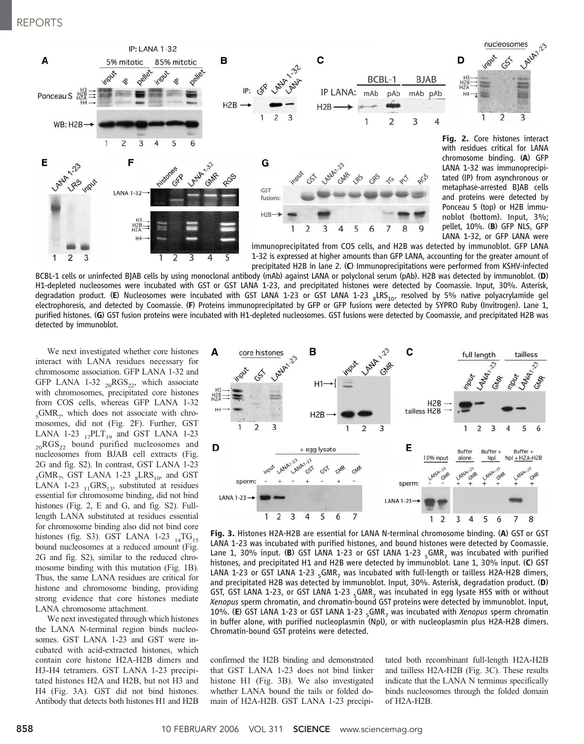**Fig. 2.** Core histones interact with residues critical for LANA chromosome binding. (**A**) GFP LANA 1-32 was immunoprecipitated (IP) from asynchronous or metaphase-arrested BJAB cells and proteins were detected by Ponceau S (top) or H2B immunoblot (bottom). Input, 3%; pellet, 10%. (**B**) GFP NLS, GFP LANA 1-32, or GFP LANA were immunoprecipitated from COS cells, and H2B was detected by immunoblot. GFP LANA 1-32 is expressed at higher amounts than GFP LANA, accounting for the greater amount of precipitated H2B in lane 2. (**C**) Immunoprecipitations were performed from KSHV-infected BCBL-1 cells or uninfected BJAB cells by using monoclonal antibody (mAb) against LANA or polyclonal serum (pAb). H2B was detected by immunoblot. (**D**) H1-depleted nucleosomes were incubated with GST or GST LANA 1-23, and precipitated histones were detected by Coomassie. Input, 30%. Asterisk, degradation product. (**E**) Nucleosomes were incubated with GST LANA 1-23 or GST LANA 1-23 $_{8}$LRS$_{10}$, resolved by 5% native polyacrylamide gel electrophoresis, and detected by Coomassie. (**F**) Proteins immunoprecipitated by GFP or GFP fusions were detected by SYPRO Ruby (Invitrogen). Lane 1, purified histones. (**G**) GST fusion proteins were incubated with H1-depleted nucleosomes. GST fusions were detected by Coomassie, and precipitated H2B was detected by immunoblot.

We next investigated whether core histones interact with LANA residues necessary for chromosome association. GFP LANA 1-32 and GFP LANA 1-32 $_{20}$RGS$_{22}$, which associate with chromosomes, precipitated core histones from COS cells, whereas GFP LANA 1-32 $_{5}$GMR$_{7}$, which does not associate with chromosomes, did not (Fig. 2F). Further, GST LANA 1-23 $_{17}$PLT$_{19}$ and GST LANA 1-23 $_{20}$RGS$_{22}$ bound purified nucleosomes and nucleosomes from BJAB cell extracts (Fig. 2G and fig. S2). In contrast, GST LANA 1-23 $_{5}$GMR$_{7}$, GST LANA 1-23 $_{8}$LRS$_{10}$, and GST LANA 1-23 $_{11}$GRS$_{13}$, substituted at residues essential for chromosome binding, did not bind histones (Fig. 2, E and G, and fig. S2). Full-length LANA substituted at residues essential for chromosome binding also did not bind core histones (fig. S3). GST LANA 1-23 $_{14}$TG$_{15}$ bound nucleosomes at a reduced amount (Fig. 2G and fig. S2), similar to the reduced chromosome binding with this mutation (Fig. 1B). Thus, the same LANA residues are critical for histone and chromosome binding, providing strong evidence that core histones mediate LANA chromosome attachment.

We next investigated through which histones the LANA N-terminal region binds nucleosomes. GST LANA 1-23 and GST were incubated with acid-extracted histones, which contain core histone H2A-H2B dimers and H3-H4 tetramers. GST LANA 1-23 precipitated histones H2A and H2B, but not H3 and H4 (Fig. 3A). GST did not bind histones. Antibody that detects both histones H1 and H2B confirmed the H2B binding and demonstrated that GST LANA 1-23 does not bind linker histone H1 (Fig. 3B). We also investigated whether LANA bound the tails or folded domain of H2A-H2B. GST LANA 1-23 precipitated both recombinant full-length H2A-H2B and tailless H2A-H2B (Fig. 3C). These results indicate that the LANA N terminus specifically binds nucleosomes through the folded domain of H2A-H2B.

**Fig. 3.** Histones H2A-H2B are essential for LANA N-terminal chromosome binding. (**A**) GST or GST LANA 1-23 was incubated with purified histones, and bound histones were detected by Coomassie. Lane 1, 30% input. (**B**) GST LANA 1-23 or GST LANA 1-23 $_{5}$GMR$_{7}$ was incubated with purified histones, and precipitated H1 and H2B were detected by immunoblot. Lane 1, 30% input. (**C**) GST LANA 1-23 or GST LANA 1-23 $_{5}$GMR$_{7}$ was incubated with full-length or tailless H2A-H2B dimers, and precipitated H2B was detected by immunoblot. Input, 30%. Asterisk, degradation product. (**D**) GST, GST LANA 1-23, or GST LANA 1-23 $_{5}$GMR$_{7}$ was incubated in egg lysate HSS with or without *Xenopus* sperm chromatin, and chromatin-bound GST proteins were detected by immunoblot. Input, 10%. (**E**) GST LANA 1-23 or GST LANA 1-23 $_{5}$GMR$_{7}$ was incubated with *Xenopus* sperm chromatin in buffer alone, with purified nucleoplasmin (Npl), or with nucleoplasmin plus H2A-H2B dimers. Chromatin-bound GST proteins were detected.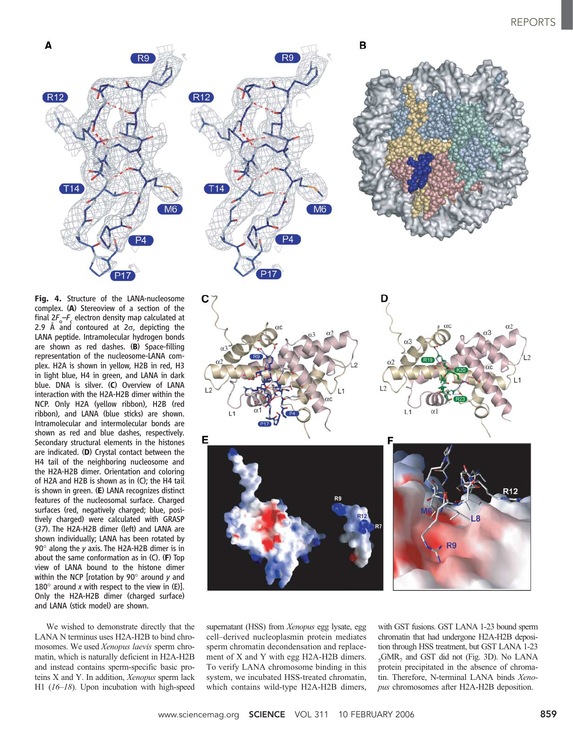**Fig. 4.** Structure of the LANA-nucleosome complex. (**A**) Stereoview of a section of the final $2F_o$–$F_c$ electron density map calculated at 2.9 Å and contoured at 2σ, depicting the LANA peptide. Intramolecular hydrogen bonds are shown as red dashes. (**B**) Space-filling representation of the nucleosome-LANA complex. H2A is shown in yellow, H2B in red, H3 in light blue, H4 in green, and LANA in dark blue. DNA is silver. (**C**) Overview of LANA interaction with the H2A-H2B dimer within the NCP. Only H2A (yellow ribbon), H2B (red ribbon), and LANA (blue sticks) are shown. Intramolecular and intermolecular bonds are shown as red and blue dashes, respectively. Secondary structural elements in the histones are indicated. (**D**) Crystal contact between the H4 tail of the neighboring nucleosome and the H2A-H2B dimer. Orientation and coloring of H2A and H2B is shown as in (C); the H4 tail is shown in green. (**E**) LANA recognizes distinct features of the nucleosomal surface. Charged surfaces (red, negatively charged; blue, positively charged) were calculated with GRASP (*37*). The H2A-H2B dimer (left) and LANA are shown individually; LANA has been rotated by 90° along the *y* axis. The H2A-H2B dimer is in about the same conformation as in (C). (**F**) Top view of LANA bound to the histone dimer within the NCP [rotation by 90° around *y* and 180° around *x* with respect to the view in (E)]. Only the H2A-H2B dimer (charged surface) and LANA (stick model) are shown.

We wished to demonstrate directly that the LANA N terminus uses H2A-H2B to bind chromosomes. We used *Xenopus laevis* sperm chromatin, which is naturally deficient in H2A-H2B and instead contains sperm-specific basic proteins X and Y. In addition, *Xenopus* sperm lack H1 (*16*–*18*). Upon incubation with high-speed supernatant (HSS) from *Xenopus* egg lysate, egg cell–derived nucleoplasmin protein mediates sperm chromatin decondensation and replacement of X and Y with egg H2A-H2B dimers. To verify LANA chromosome binding in this system, we incubated HSS-treated chromatin, which contains wild-type H2A-H2B dimers, with GST fusions. GST LANA 1-23 bound sperm chromatin that had undergone H2A-H2B deposition through HSS treatment, but GST LANA 1-23 $_5$GMR$_7$ and GST did not (Fig. 3D). No LANA protein precipitated in the absence of chromatin. Therefore, N-terminal LANA binds *Xenopus* chromosomes after H2A-H2B deposition.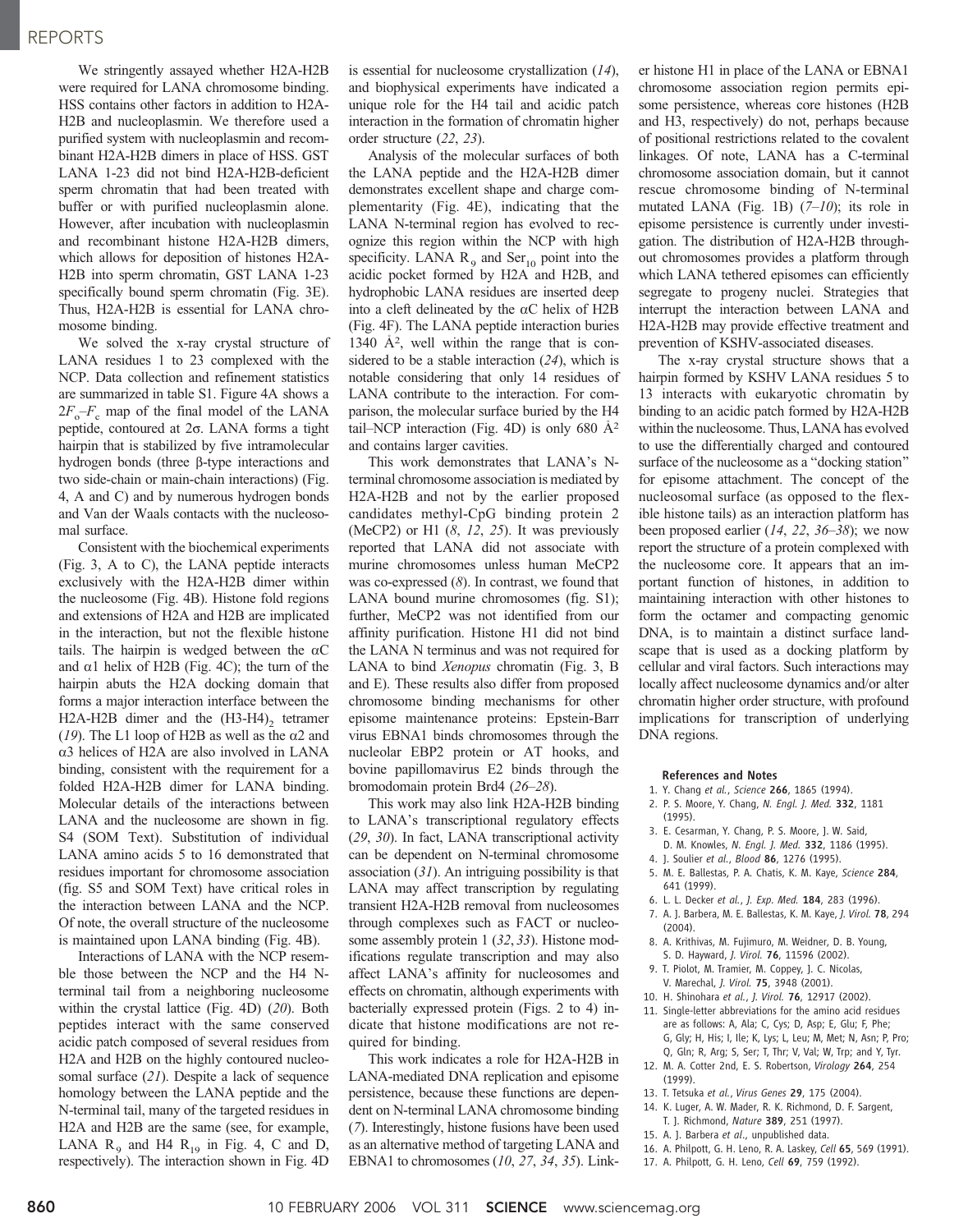We stringently assayed whether H2A-H2B were required for LANA chromosome binding. HSS contains other factors in addition to H2A-H2B and nucleoplasmin. We therefore used a purified system with nucleoplasmin and recombinant H2A-H2B dimers in place of HSS. GST LANA 1-23 did not bind H2A-H2B-deficient sperm chromatin that had been treated with buffer or with purified nucleoplasmin alone. However, after incubation with nucleoplasmin and recombinant histone H2A-H2B dimers, which allows for deposition of histones H2A-H2B into sperm chromatin, GST LANA 1-23 specifically bound sperm chromatin (Fig. 3E). Thus, H2A-H2B is essential for LANA chromosome binding.

We solved the x-ray crystal structure of LANA residues 1 to 23 complexed with the NCP. Data collection and refinement statistics are summarized in table S1. Figure 4A shows a $2F_o$–$F_c$ map of the final model of the LANA peptide, contoured at 2σ. LANA forms a tight hairpin that is stabilized by five intramolecular hydrogen bonds (three β-type interactions and two side-chain or main-chain interactions) (Fig. 4, A and C) and by numerous hydrogen bonds and Van der Waals contacts with the nucleosomal surface.

Consistent with the biochemical experiments (Fig. 3, A to C), the LANA peptide interacts exclusively with the H2A-H2B dimer within the nucleosome (Fig. 4B). Histone fold regions and extensions of H2A and H2B are implicated in the interaction, but not the flexible histone tails. The hairpin is wedged between the αC and α1 helix of H2B (Fig. 4C); the turn of the hairpin abuts the H2A docking domain that forms a major interaction interface between the H2A-H2B dimer and the $(H3\text{-}H4)_2$ tetramer (*19*). The L1 loop of H2B as well as the α2 and α3 helices of H2A are also involved in LANA binding, consistent with the requirement for a folded H2A-H2B dimer for LANA binding. Molecular details of the interactions between LANA and the nucleosome are shown in fig. S4 (SOM Text). Substitution of individual LANA amino acids 5 to 16 demonstrated that residues important for chromosome association (fig. S5 and SOM Text) have critical roles in the interaction between LANA and the NCP. Of note, the overall structure of the nucleosome is maintained upon LANA binding (Fig. 4B).

Interactions of LANA with the NCP resemble those between the NCP and the H4 N-terminal tail from a neighboring nucleosome within the crystal lattice (Fig. 4D) (*20*). Both peptides interact with the same conserved acidic patch composed of several residues from H2A and H2B on the highly contoured nucleosomal surface (*21*). Despite a lack of sequence homology between the LANA peptide and the N-terminal tail, many of the targeted residues in H2A and H2B are the same (see, for example, LANA $R_9$ and H4 $R_{19}$ in Fig. 4, C and D, respectively). The interaction shown in Fig. 4D is essential for nucleosome crystallization (*14*), and biophysical experiments have indicated a unique role for the H4 tail and acidic patch interaction in the formation of chromatin higher order structure (*22*, *23*).

Analysis of the molecular surfaces of both the LANA peptide and the H2A-H2B dimer demonstrates excellent shape and charge complementarity (Fig. 4E), indicating that the LANA N-terminal region has evolved to recognize this region within the NCP with high specificity. LANA $R_9$ and $Ser_{10}$ point into the acidic pocket formed by H2A and H2B, and hydrophobic LANA residues are inserted deep into a cleft delineated by the αC helix of H2B (Fig. 4F). The LANA peptide interaction buries 1340 Å², well within the range that is considered to be a stable interaction (*24*), which is notable considering that only 14 residues of LANA contribute to the interaction. For comparison, the molecular surface buried by the H4 tail–NCP interaction (Fig. 4D) is only 680 Å² and contains larger cavities.

This work demonstrates that LANA's N-terminal chromosome association is mediated by H2A-H2B and not by the earlier proposed candidates methyl-CpG binding protein 2 (MeCP2) or H1 (*8*, *12*, *25*). It was previously reported that LANA did not associate with murine chromosomes unless human MeCP2 was co-expressed (*8*). In contrast, we found that LANA bound murine chromosomes (fig. S1); further, MeCP2 was not identified from our affinity purification. Histone H1 did not bind the LANA N terminus and was not required for LANA to bind *Xenopus* chromatin (Fig. 3, B and E). These results also differ from proposed chromosome binding mechanisms for other episome maintenance proteins: Epstein-Barr virus EBNA1 binds chromosomes through the nucleolar EBP2 protein or AT hooks, and bovine papillomavirus E2 binds through the bromodomain protein Brd4 (*26*–*28*).

This work may also link H2A-H2B binding to LANA's transcriptional regulatory effects (*29*, *30*). In fact, LANA transcriptional activity can be dependent on N-terminal chromosome association (*31*). An intriguing possibility is that LANA may affect transcription by regulating transient H2A-H2B removal from nucleosomes through complexes such as FACT or nucleosome assembly protein 1 (*32*, *33*). Histone modifications regulate transcription and may also affect LANA's affinity for nucleosomes and effects on chromatin, although experiments with bacterially expressed protein (Figs. 2 to 4) indicate that histone modifications are not required for binding.

This work indicates a role for H2A-H2B in LANA-mediated DNA replication and episome persistence, because these functions are dependent on N-terminal LANA chromosome binding (*7*). Interestingly, histone fusions have been used as an alternative method of targeting LANA and EBNA1 to chromosomes (*10*, *27*, *34*, *35*). Linker histone H1 in place of the LANA or EBNA1 chromosome association region permits episome persistence, whereas core histones (H2B and H3, respectively) do not, perhaps because of positional restrictions related to the covalent linkages. Of note, LANA has a C-terminal chromosome association domain, but it cannot rescue chromosome binding of N-terminal mutated LANA (Fig. 1B) (*7*–*10*); its role in episome persistence is currently under investigation. The distribution of H2A-H2B throughout chromosomes provides a platform through which LANA tethered episomes can efficiently segregate to progeny nuclei. Strategies that interrupt the interaction between LANA and H2A-H2B may provide effective treatment and prevention of KSHV-associated diseases.

The x-ray crystal structure shows that a hairpin formed by KSHV LANA residues 5 to 13 interacts with eukaryotic chromatin by binding to an acidic patch formed by H2A-H2B within the nucleosome. Thus, LANA has evolved to use the differentially charged and contoured surface of the nucleosome as a "docking station" for episome attachment. The concept of the nucleosomal surface (as opposed to the flexible histone tails) as an interaction platform has been proposed earlier (*14*, *22*, *36*–*38*); we now report the structure of a protein complexed with the nucleosome core. It appears that an important function of histones, in addition to maintaining interaction with other histones to form the octamer and compacting genomic DNA, is to maintain a distinct surface landscape that is used as a docking platform by cellular and viral factors. Such interactions may locally affect nucleosome dynamics and/or alter chromatin higher order structure, with profound implications for transcription of underlying DNA regions.

**References and Notes**

1. Y. Chang *et al.*, *Science* **266**, 1865 (1994).
2. P. S. Moore, Y. Chang, *N. Engl. J. Med.* **332**, 1181 (1995).
3. E. Cesarman, Y. Chang, P. S. Moore, J. W. Said, D. M. Knowles, *N. Engl. J. Med.* **332**, 1186 (1995).
4. J. Soulier *et al.*, *Blood* **86**, 1276 (1995).
5. M. E. Ballestas, P. A. Chatis, K. M. Kaye, *Science* **284**, 641 (1999).
6. L. L. Decker *et al.*, *J. Exp. Med.* **184**, 283 (1996).
7. A. J. Barbera, M. E. Ballestas, K. M. Kaye, *J. Virol.* **78**, 294 (2004).
8. A. Krithivas, M. Fujimuro, M. Weidner, D. B. Young, S. D. Hayward, *J. Virol.* **76**, 11596 (2002).
9. T. Piolot, M. Tramier, M. Coppey, J. C. Nicolas, V. Marechal, *J. Virol.* **75**, 3948 (2001).
10. H. Shinohara *et al.*, *J. Virol.* **76**, 12917 (2002).
11. Single-letter abbreviations for the amino acid residues are as follows: A, Ala; C, Cys; D, Asp; E, Glu; F, Phe; G, Gly; H, His; I, Ile; K, Lys; L, Leu; M, Met; N, Asn; P, Pro; Q, Gln; R, Arg; S, Ser; T, Thr; V, Val; W, Trp; and Y, Tyr.
12. M. A. Cotter 2nd, E. S. Robertson, *Virology* **264**, 254 (1999).
13. T. Tetsuka *et al.*, *Virus Genes* **29**, 175 (2004).
14. K. Luger, A. W. Mader, R. K. Richmond, D. F. Sargent, T. J. Richmond, *Nature* **389**, 251 (1997).
15. A. J. Barbera *et al.*, unpublished data.
16. A. Philpott, G. H. Leno, R. A. Laskey, *Cell* **65**, 569 (1991).
17. A. Philpott, G. H. Leno, *Cell* **69**, 759 (1992).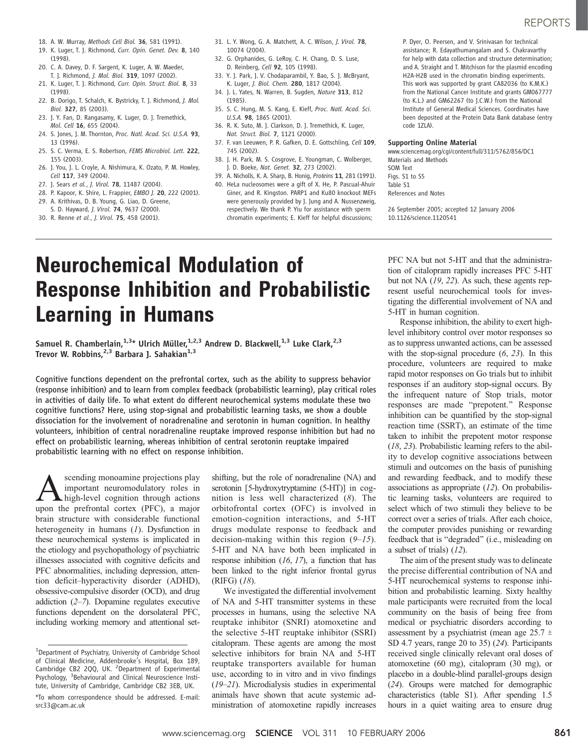18. A. W. Murray, *Methods Cell Biol.* **36**, 581 (1991).
19. K. Luger, T. J. Richmond, *Curr. Opin. Genet. Dev.* **8**, 140 (1998).
20. C. A. Davey, D. F. Sargent, K. Luger, A. W. Maeder, T. J. Richmond, *J. Mol. Biol.* **319**, 1097 (2002).
21. K. Luger, T. J. Richmond, *Curr. Opin. Struct. Biol.* **8**, 33 (1998).
22. B. Dorigo, T. Schalch, K. Bystricky, T. J. Richmond, *J. Mol. Biol.* **327**, 85 (2003).
23. J. Y. Fan, D. Rangasamy, K. Luger, D. J. Tremethick, *Mol. Cell* **16**, 655 (2004).
24. S. Jones, J. M. Thornton, *Proc. Natl. Acad. Sci. U.S.A.* **93**, 13 (1996).
25. S. C. Verma, E. S. Robertson, *FEMS Microbiol. Lett.* **222**, 155 (2003).
26. J. You, J. L. Croyle, A. Nishimura, K. Ozato, P. M. Howley, *Cell* **117**, 349 (2004).
27. J. Sears *et al.*, *J. Virol.* **78**, 11487 (2004).
28. P. Kapoor, K. Shire, L. Frappier, *EMBO J.* **20**, 222 (2001).
29. A. Krithivas, D. B. Young, G. Liao, D. Greene, S. D. Hayward, *J. Virol.* **74**, 9637 (2000).
30. R. Renne *et al.*, *J. Virol.* **75**, 458 (2001).
31. L. Y. Wong, G. A. Matchett, A. C. Wilson, *J. Virol.* **78**, 10074 (2004).
32. G. Orphanides, G. LeRoy, C. H. Chang, D. S. Luse, D. Reinberg, *Cell* **92**, 105 (1998).
33. Y. J. Park, J. V. Chodaparambil, Y. Bao, S. J. McBryant, K. Luger, *J. Biol. Chem.* **280**, 1817 (2004).
34. J. L. Yates, N. Warren, B. Sugden, *Nature* **313**, 812 (1985).
35. S. C. Hung, M. S. Kang, E. Kieff, *Proc. Natl. Acad. Sci. U.S.A.* **98**, 1865 (2001).
36. R. K. Suto, M. J. Clarkson, D. J. Tremethick, K. Luger, *Nat. Struct. Biol.* **7**, 1121 (2000).
37. F. van Leeuwen, P. R. Gafken, D. E. Gottschling, *Cell* **109**, 745 (2002).
38. J. H. Park, M. S. Cosgrove, E. Youngman, C. Wolberger, J. D. Boeke, *Nat. Genet.* **32**, 273 (2002).
39. A. Nicholls, K. A. Sharp, B. Honig, *Proteins* **11**, 281 (1991).
40. HeLa nucleosomes were a gift of X. He, P. Pascual-Ahuir Giner, and R. Kingston. PARP1 and Ku80 knockout MEFs were generously provided by J. Jung and A. Nussenzweig, respectively. We thank P. Yiu for assistance with sperm chromatin experiments; E. Kieff for helpful discussions; P. Dyer, O. Peersen, and V. Srinivasan for technical assistance; R. Edayathumangalam and S. Chakravarthy for help with data collection and structure determination; and A. Straight and T. Mitchison for the plasmid encoding H2A-H2B used in the chromatin binding experiments. This work was supported by grant CA82036 (to K.M.K.) from the National Cancer Institute and grants GM067777 (to K.L.) and GM62267 (to J.C.W.) from the National Institute of General Medical Sciences. Coordinates have been deposited at the Protein Data Bank database (entry code 1ZLA).

**Supporting Online Material**

www.sciencemag.org/cgi/content/full/311/5762/856/DC1
Materials and Methods
SOM Text
Figs. S1 to S5
Table S1
References and Notes

26 September 2005; accepted 12 January 2006
10.1126/science.1120541

# Neurochemical Modulation of Response Inhibition and Probabilistic Learning in Humans

**Samuel R. Chamberlain,[1,3]* Ulrich Müller,[1,2,3] Andrew D. Blackwell,[1,3] Luke Clark,[2,3] Trevor W. Robbins,[2,3] Barbara J. Sahakian[1,3]**

Cognitive functions dependent on the prefrontal cortex, such as the ability to suppress behavior (response inhibition) and to learn from complex feedback (probabilistic learning), play critical roles in activities of daily life. To what extent do different neurochemical systems modulate these two cognitive functions? Here, using stop-signal and probabilistic learning tasks, we show a double dissociation for the involvement of noradrenaline and serotonin in human cognition. In healthy volunteers, inhibition of central noradrenaline reuptake improved response inhibition but had no effect on probabilistic learning, whereas inhibition of central serotonin reuptake impaired probabilistic learning with no effect on response inhibition.

Ascending monoamine projections play important neuromodulatory roles in high-level cognition through actions upon the prefrontal cortex (PFC), a major brain structure with considerable functional heterogeneity in humans (*1*). Dysfunction in these neurochemical systems is implicated in the etiology and psychopathology of psychiatric illnesses associated with cognitive deficits and PFC abnormalities, including depression, attention deficit–hyperactivity disorder (ADHD), obsessive-compulsive disorder (OCD), and drug addiction (*2*–*7*). Dopamine regulates executive functions dependent on the dorsolateral PFC, including working memory and attentional set-shifting, but the role of noradrenaline (NA) and serotonin [5-hydroxytryptamine (5-HT)] in cognition is less well characterized (*8*). The orbitofrontal cortex (OFC) is involved in emotion-cognition interactions, and 5-HT drugs modulate response to feedback and decision-making within this region (*9*–*15*). 5-HT and NA have both been implicated in response inhibition (*16*, *17*), a function that has been linked to the right inferior frontal gyrus (RIFG) (*18*).

We investigated the differential involvement of NA and 5-HT transmitter systems in these processes in humans, using the selective NA reuptake inhibitor (SNRI) atomoxetine and the selective 5-HT reuptake inhibitor (SSRI) citalopram. These agents are among the most selective inhibitors for brain NA and 5-HT reuptake transporters available for human use, according to in vitro and in vivo findings (*19*–*21*). Microdialysis studies in experimental animals have shown that acute systemic administration of atomoxetine rapidly increases PFC NA but not 5-HT and that the administration of citalopram rapidly increases PFC 5-HT but not NA (*19*, *22*). As such, these agents represent useful neurochemical tools for investigating the differential involvement of NA and 5-HT in human cognition.

Response inhibition, the ability to exert high-level inhibitory control over motor responses so as to suppress unwanted actions, can be assessed with the stop-signal procedure (*6*, *23*). In this procedure, volunteers are required to make rapid motor responses on Go trials but to inhibit responses if an auditory stop-signal occurs. By the infrequent nature of Stop trials, motor responses are made "prepotent." Response inhibition can be quantified by the stop-signal reaction time (SSRT), an estimate of the time taken to inhibit the prepotent motor response (*18*, *23*). Probabilistic learning refers to the ability to develop cognitive associations between stimuli and outcomes on the basis of punishing and rewarding feedback, and to modify these associations as appropriate (*12*). On probabilistic learning tasks, volunteers are required to select which of two stimuli they believe to be correct over a series of trials. After each choice, the computer provides punishing or rewarding feedback that is "degraded" (i.e., misleading on a subset of trials) (*12*).

The aim of the present study was to delineate the precise differential contribution of NA and 5-HT neurochemical systems to response inhibition and probabilistic learning. Sixty healthy male participants were recruited from the local community on the basis of being free from medical or psychiatric disorders according to assessment by a psychiatrist (mean age 25.7 ± SD 4.7 years, range 20 to 35) (*24*). Participants received single clinically relevant oral doses of atomoxetine (60 mg), citalopram (30 mg), or placebo in a double-blind parallel-groups design (*24*). Groups were matched for demographic characteristics (table S1). After spending 1.5 hours in a quiet waiting area to ensure drug

[1]Department of Psychiatry, University of Cambridge School of Clinical Medicine, Addenbrooke's Hospital, Box 189, Cambridge CB2 2QQ, UK. [2]Department of Experimental Psychology, [3]Behavioural and Clinical Neuroscience Institute, University of Cambridge, Cambridge CB2 3EB, UK.

*To whom correspondence should be addressed. E-mail: src33@cam.ac.uk